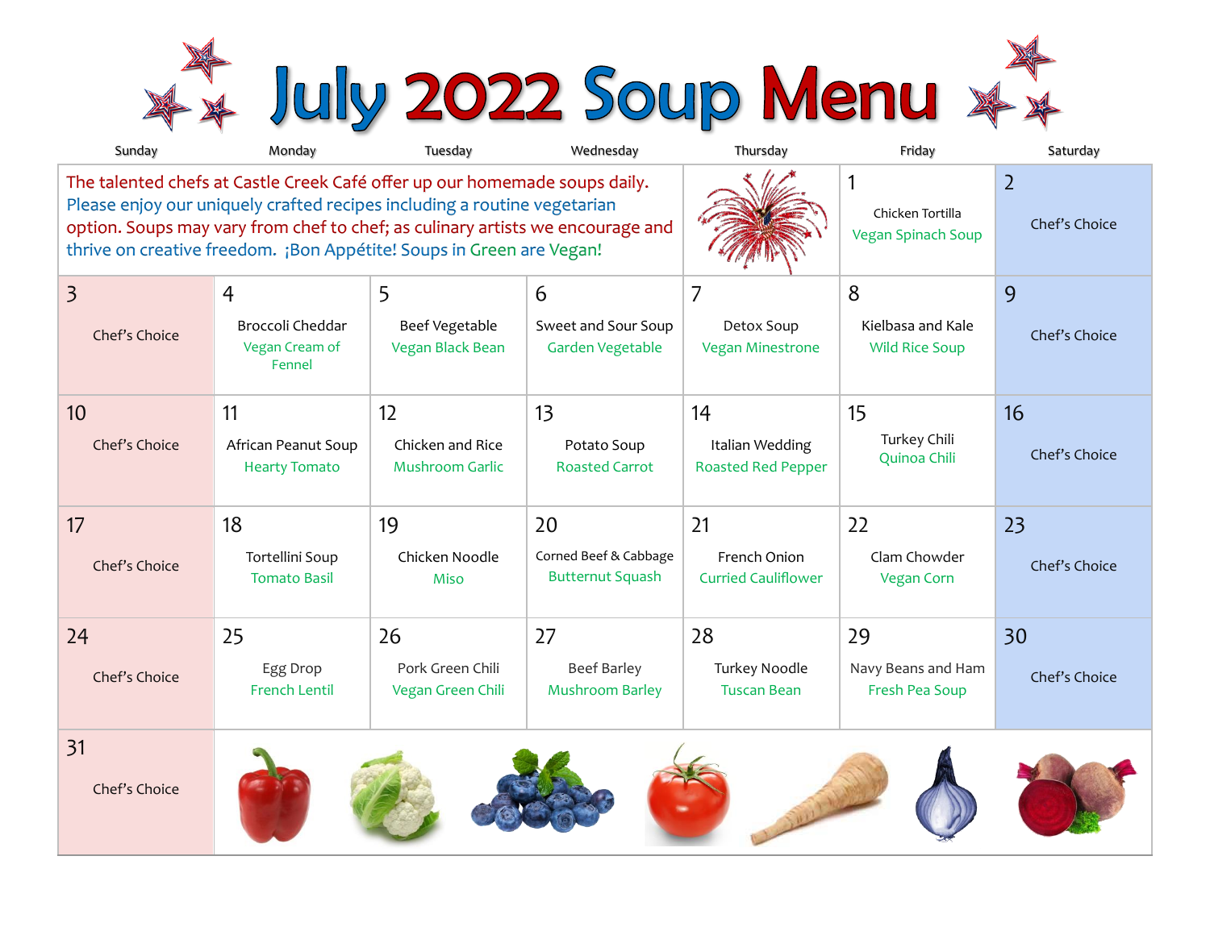# July 2022 Soup Menu

| Sunday | Monday | Tuesday | Wednesday | Thursday | Friday | Saturday |
|---|---|---|---|---|---|---|
| The talented chefs at Castle Creek Café offer up our homemade soups daily. Please enjoy our uniquely crafted recipes including a routine vegetarian option. Soups may vary from chef to chef; as culinary artists we encourage and thrive on creative freedom. ¡Bon Appétite! Soups in Green are Vegan! | | | | | 1<br>Chicken Tortilla<br>Vegan Spinach Soup | 2<br>Chef's Choice |
| 3<br>Chef's Choice | 4<br>Broccoli Cheddar<br>Vegan Cream of Fennel | 5<br>Beef Vegetable<br>Vegan Black Bean | 6<br>Sweet and Sour Soup<br>Garden Vegetable | 7<br>Detox Soup<br>Vegan Minestrone | 8<br>Kielbasa and Kale<br>Wild Rice Soup | 9<br>Chef's Choice |
| 10<br>Chef's Choice | 11<br>African Peanut Soup<br>Hearty Tomato | 12<br>Chicken and Rice<br>Mushroom Garlic | 13<br>Potato Soup<br>Roasted Carrot | 14<br>Italian Wedding<br>Roasted Red Pepper | 15<br>Turkey Chili<br>Quinoa Chili | 16<br>Chef's Choice |
| 17<br>Chef's Choice | 18<br>Tortellini Soup<br>Tomato Basil | 19<br>Chicken Noodle<br>Miso | 20<br>Corned Beef & Cabbage<br>Butternut Squash | 21<br>French Onion<br>Curried Cauliflower | 22<br>Clam Chowder<br>Vegan Corn | 23<br>Chef's Choice |
| 24<br>Chef's Choice | 25<br>Egg Drop<br>French Lentil | 26<br>Pork Green Chili<br>Vegan Green Chili | 27<br>Beef Barley<br>Mushroom Barley | 28<br>Turkey Noodle<br>Tuscan Bean | 29<br>Navy Beans and Ham<br>Fresh Pea Soup | 30<br>Chef's Choice |
| 31<br>Chef's Choice | | | | | | |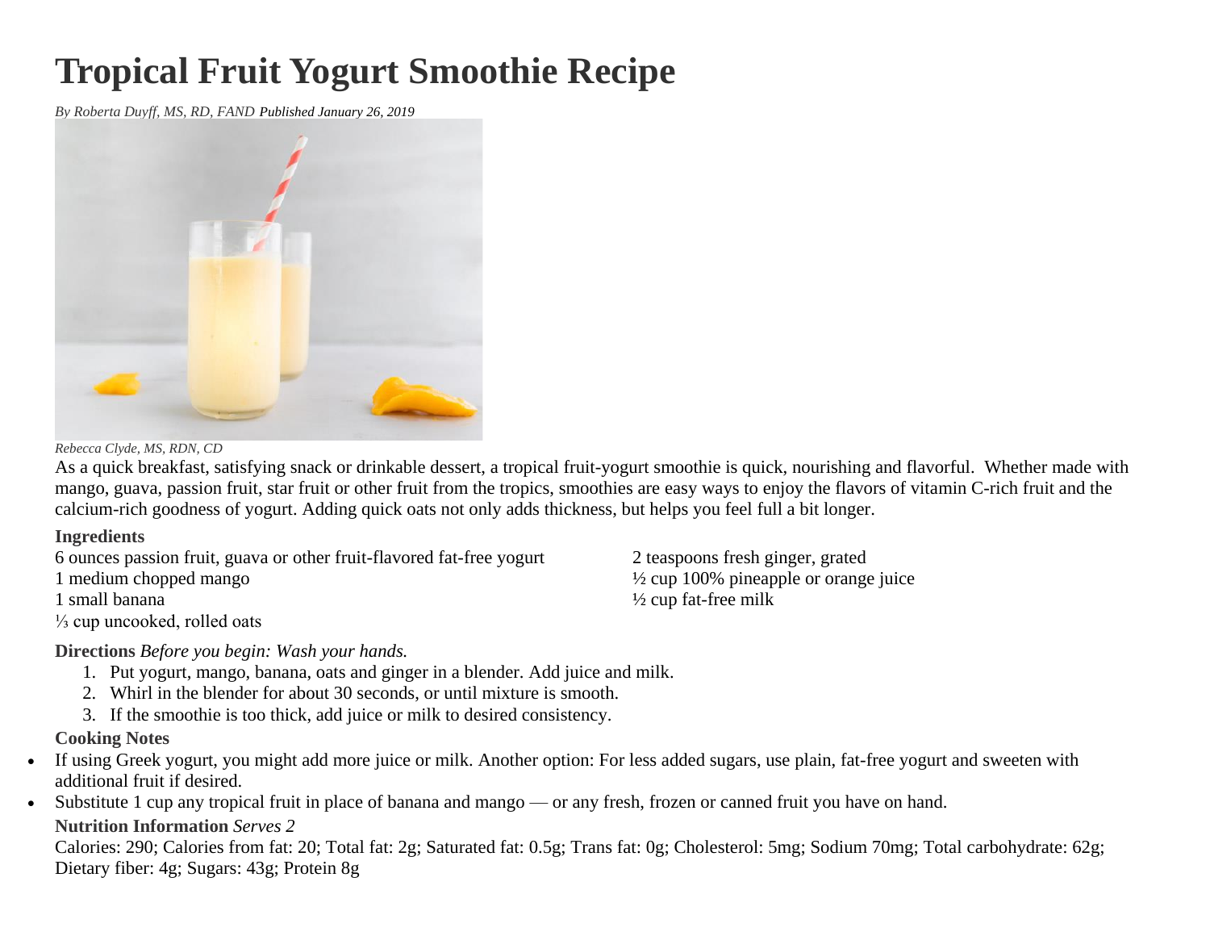# Tropical Fruit Yogurt Smoothie Recipe

*By Roberta Duyff, MS, RD, FAND* *Published January 26, 2019*

*Rebecca Clyde, MS, RDN, CD*

As a quick breakfast, satisfying snack or drinkable dessert, a tropical fruit-yogurt smoothie is quick, nourishing and flavorful. Whether made with mango, guava, passion fruit, star fruit or other fruit from the tropics, smoothies are easy ways to enjoy the flavors of vitamin C-rich fruit and the calcium-rich goodness of yogurt. Adding quick oats not only adds thickness, but helps you feel full a bit longer.

**Ingredients**

6 ounces passion fruit, guava or other fruit-flavored fat-free yogurt
1 medium chopped mango
1 small banana
⅓ cup uncooked, rolled oats
2 teaspoons fresh ginger, grated
½ cup 100% pineapple or orange juice
½ cup fat-free milk

**Directions** *Before you begin: Wash your hands.*

1. Put yogurt, mango, banana, oats and ginger in a blender. Add juice and milk.
2. Whirl in the blender for about 30 seconds, or until mixture is smooth.
3. If the smoothie is too thick, add juice or milk to desired consistency.

**Cooking Notes**

- If using Greek yogurt, you might add more juice or milk. Another option: For less added sugars, use plain, fat-free yogurt and sweeten with additional fruit if desired.
- Substitute 1 cup any tropical fruit in place of banana and mango — or any fresh, frozen or canned fruit you have on hand.

**Nutrition Information** *Serves 2*

Calories: 290; Calories from fat: 20; Total fat: 2g; Saturated fat: 0.5g; Trans fat: 0g; Cholesterol: 5mg; Sodium 70mg; Total carbohydrate: 62g; Dietary fiber: 4g; Sugars: 43g; Protein 8g